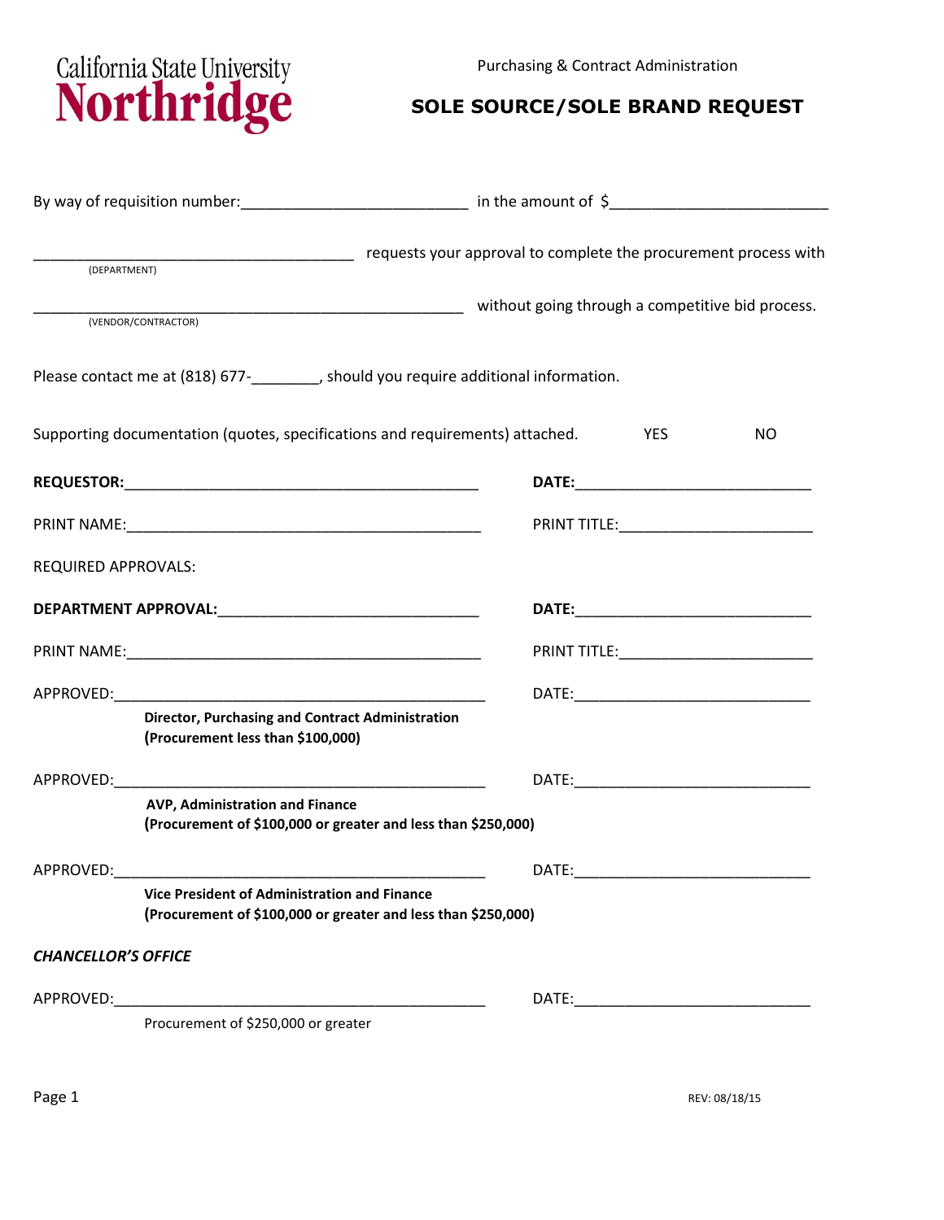California State University Northridge

Purchasing & Contract Administration

# SOLE SOURCE/SOLE BRAND REQUEST

By way of requisition number:__________________________ in the amount of $_________________________

_____________________________________ requests your approval to complete the procurement process with
(DEPARTMENT)

__________________________________________________ without going through a competitive bid process.
(VENDOR/CONTRACTOR)

Please contact me at (818) 677-________, should you require additional information.

Supporting documentation (quotes, specifications and requirements) attached. YES NO

**REQUESTOR:**_________________________________________ **DATE:**___________________________

PRINT NAME:_________________________________________ PRINT TITLE:______________________

REQUIRED APPROVALS:

**DEPARTMENT APPROVAL:**______________________________ **DATE:**___________________________

PRINT NAME:_________________________________________ PRINT TITLE:______________________

APPROVED:____________________________________________ DATE:___________________________

**Director, Purchasing and Contract Administration**
**(Procurement less than $100,000)**

APPROVED:____________________________________________ DATE:___________________________

**AVP, Administration and Finance**
**(Procurement of $100,000 or greater and less than $250,000)**

APPROVED:____________________________________________ DATE:___________________________

**Vice President of Administration and Finance**
**(Procurement of $100,000 or greater and less than $250,000)**

***CHANCELLOR'S OFFICE***

APPROVED:____________________________________________ DATE:___________________________

Procurement of $250,000 or greater

REV: 08/18/15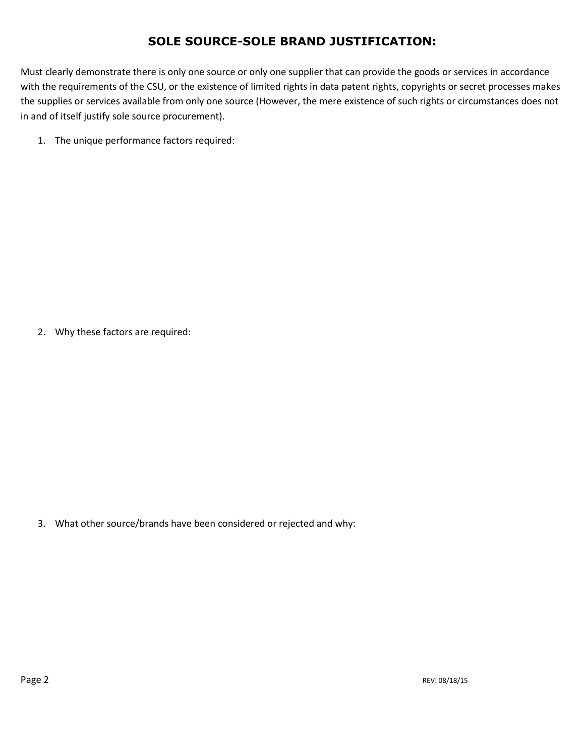# SOLE SOURCE-SOLE BRAND JUSTIFICATION:

Must clearly demonstrate there is only one source or only one supplier that can provide the goods or services in accordance with the requirements of the CSU, or the existence of limited rights in data patent rights, copyrights or secret processes makes the supplies or services available from only one source (However, the mere existence of such rights or circumstances does not in and of itself justify sole source procurement).

1. The unique performance factors required:

2. Why these factors are required:

3. What other source/brands have been considered or rejected and why:

REV: 08/18/15